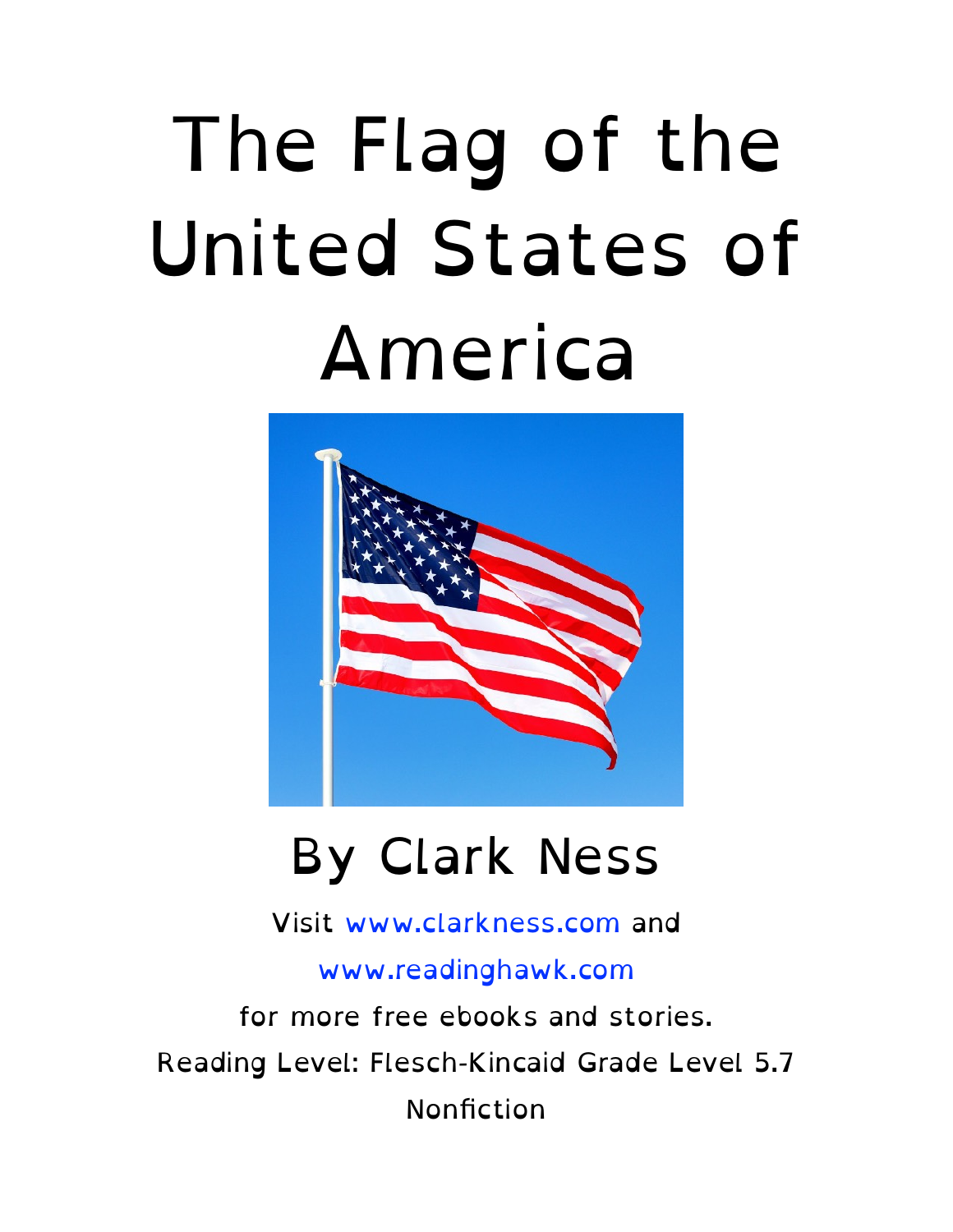# The Flag of the United States of America

## By Clark Ness

Visit www.clarkness.com and www.readinghawk.com for more free ebooks and stories.

Reading Level: Flesch-Kincaid Grade Level 5.7

Nonfiction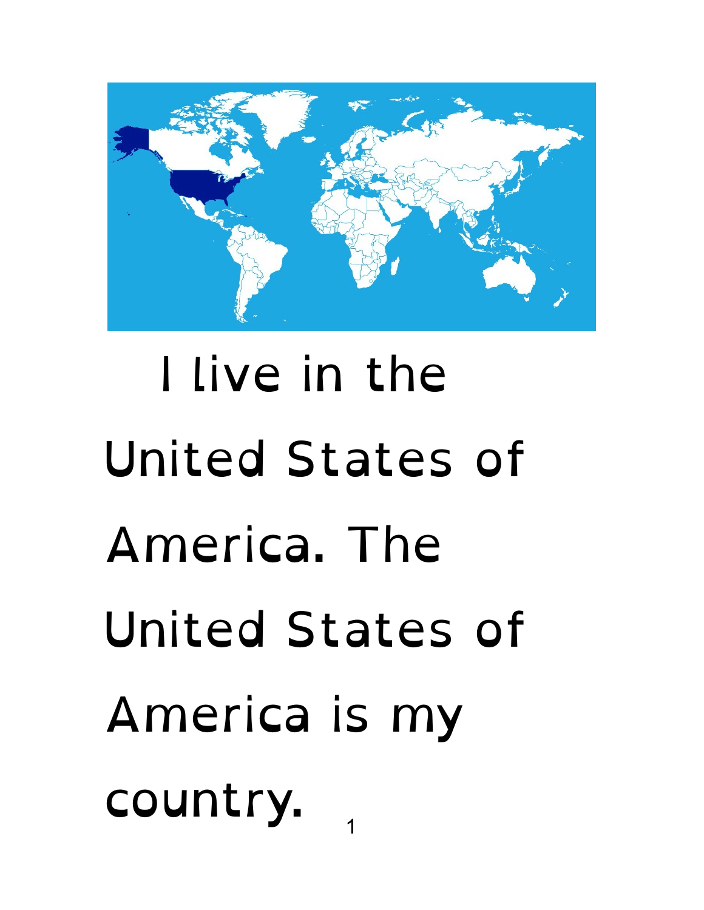I live in the United States of America. The United States of America is my country.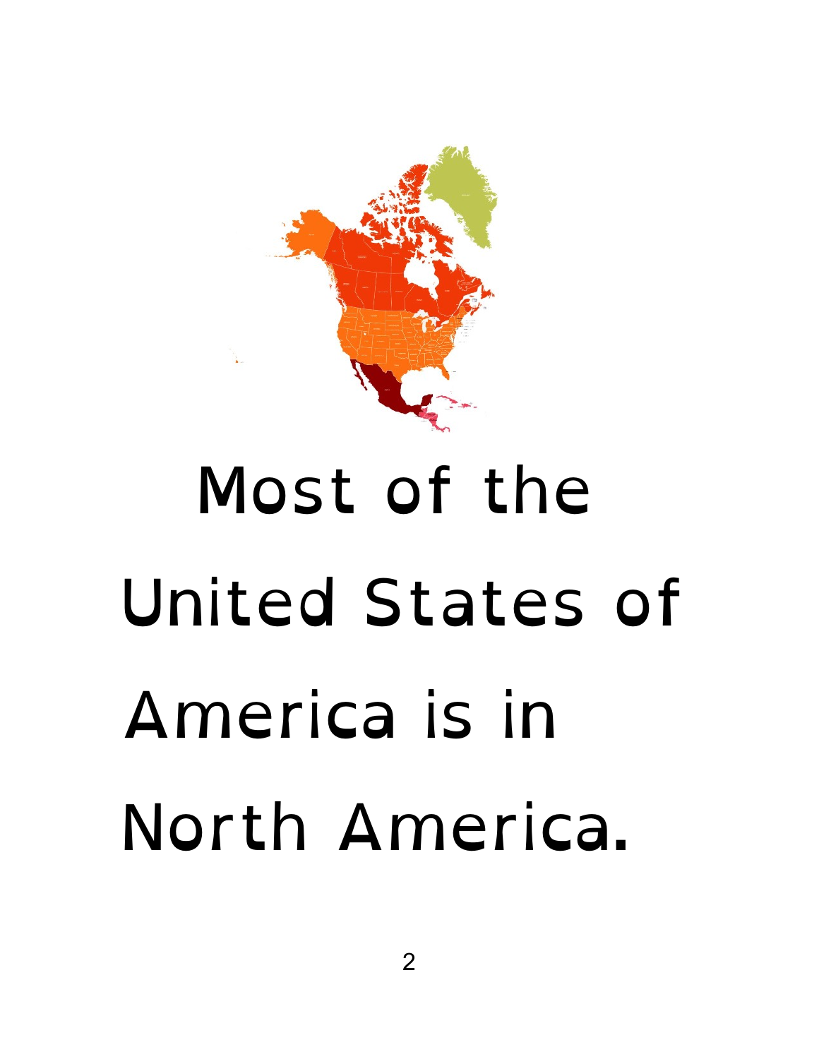Most of the United States of America is in North America.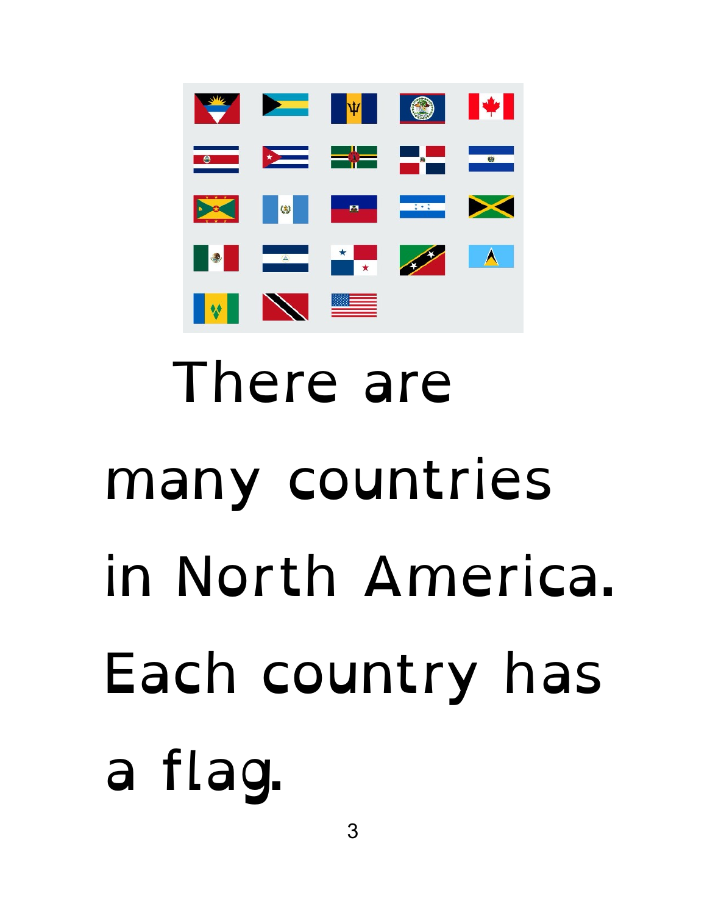There are many countries in North America. Each country has a flag.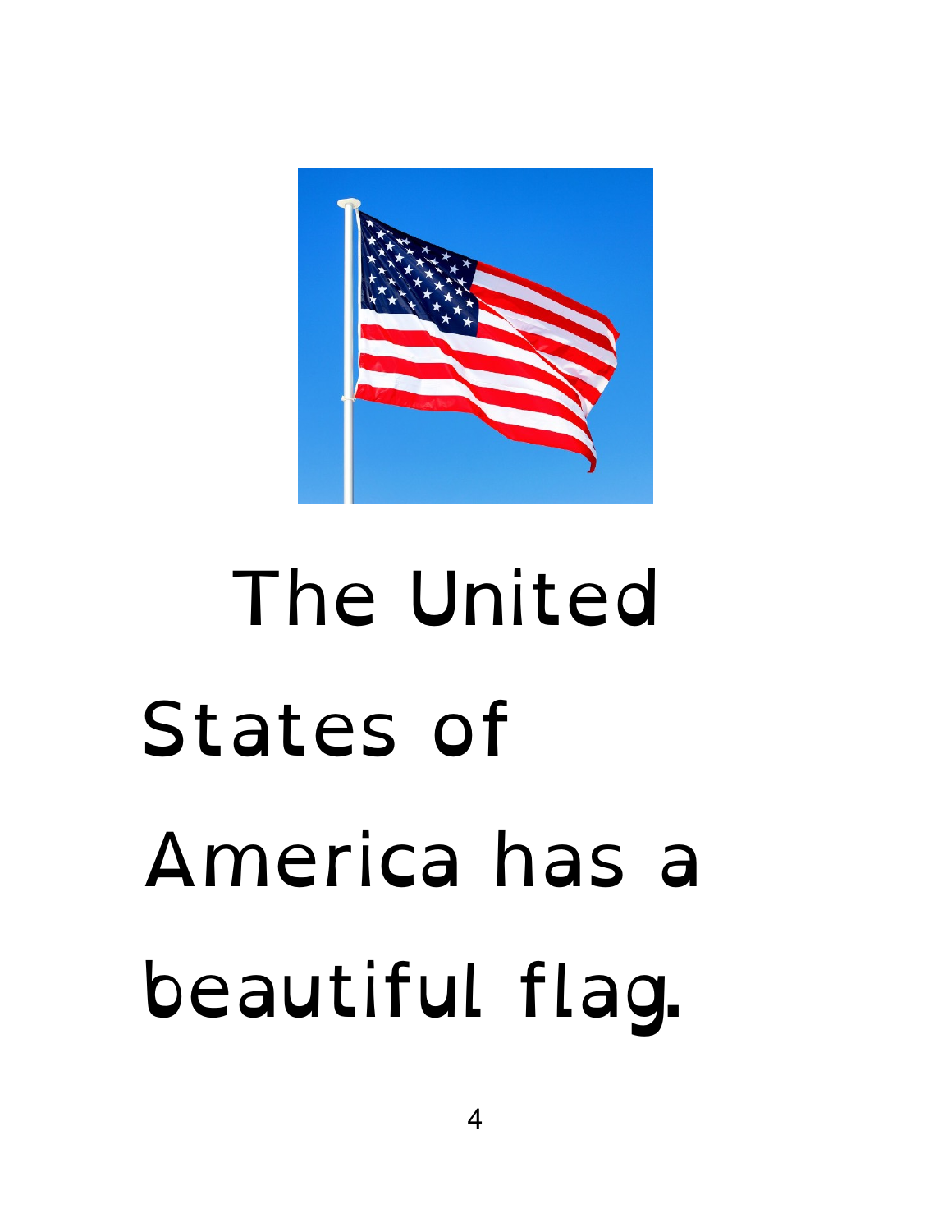The United States of America has a beautiful flag.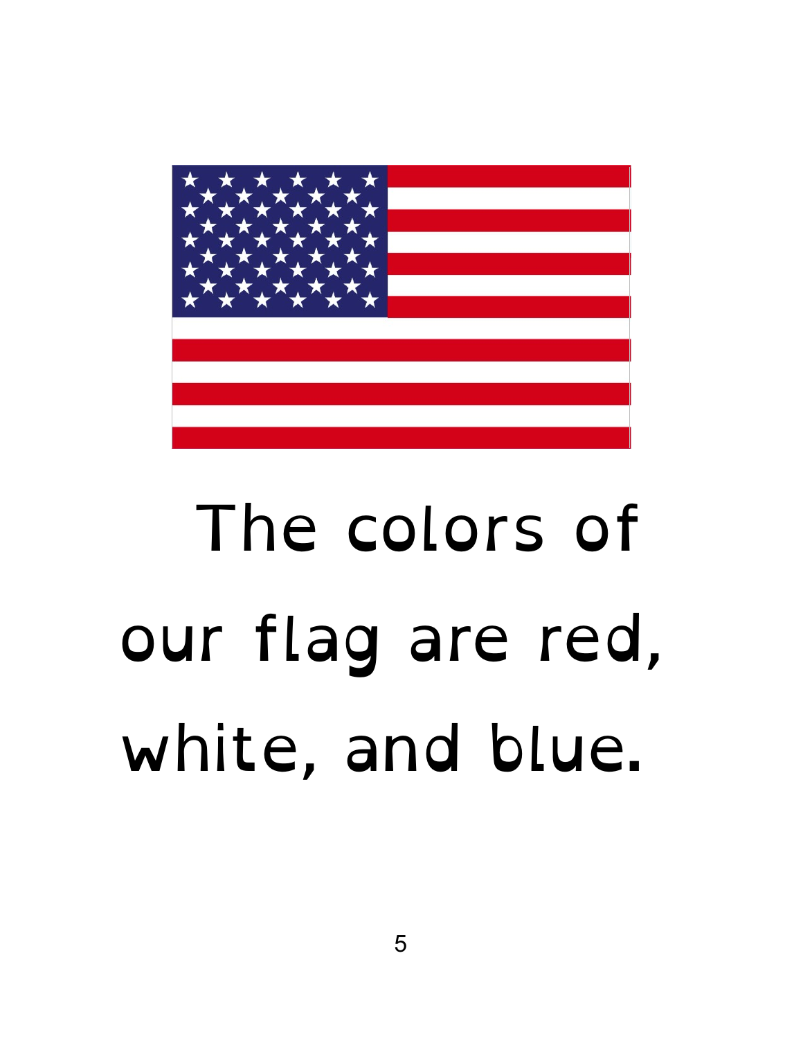The colors of our flag are red, white, and blue.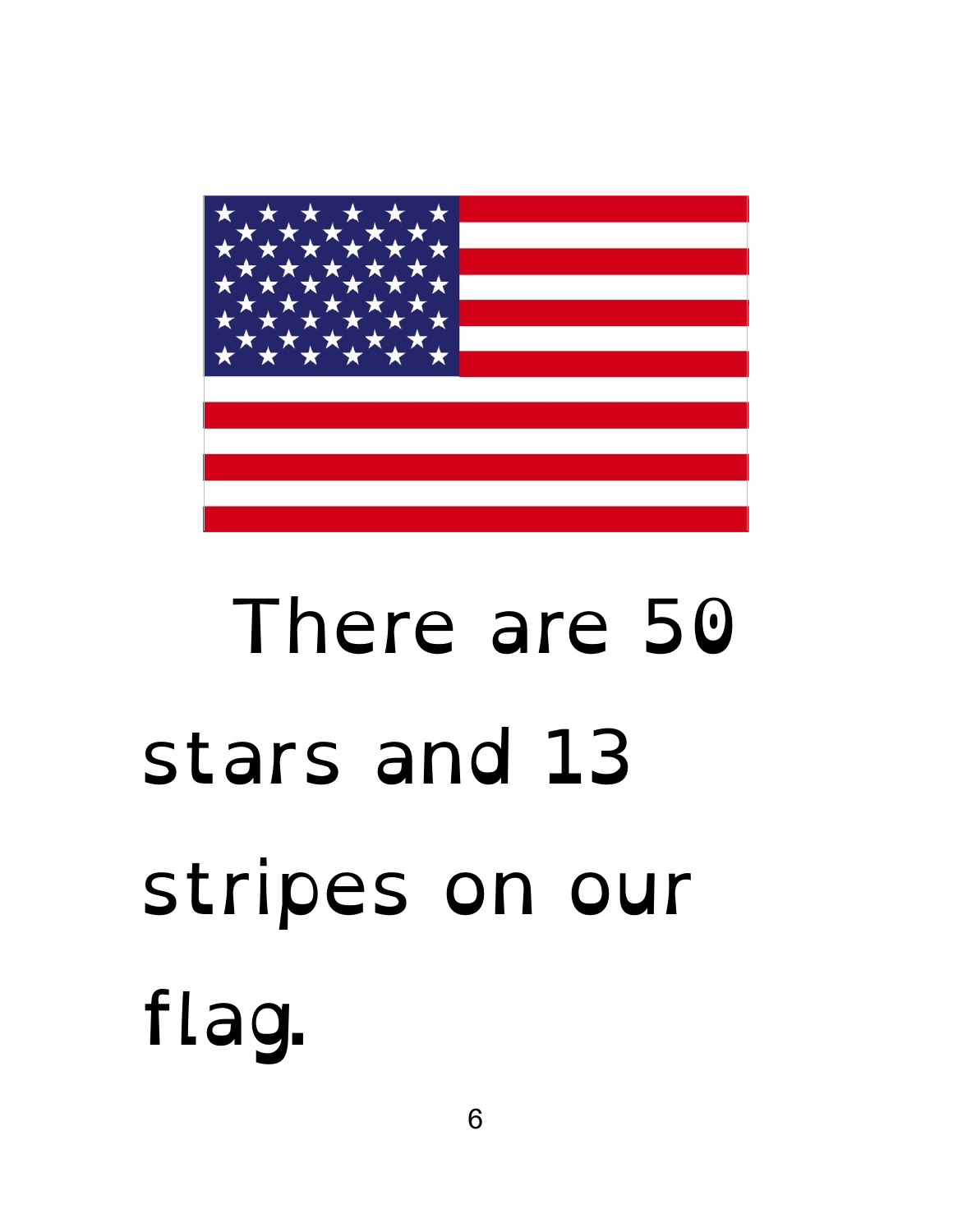There are 50 stars and 13 stripes on our flag.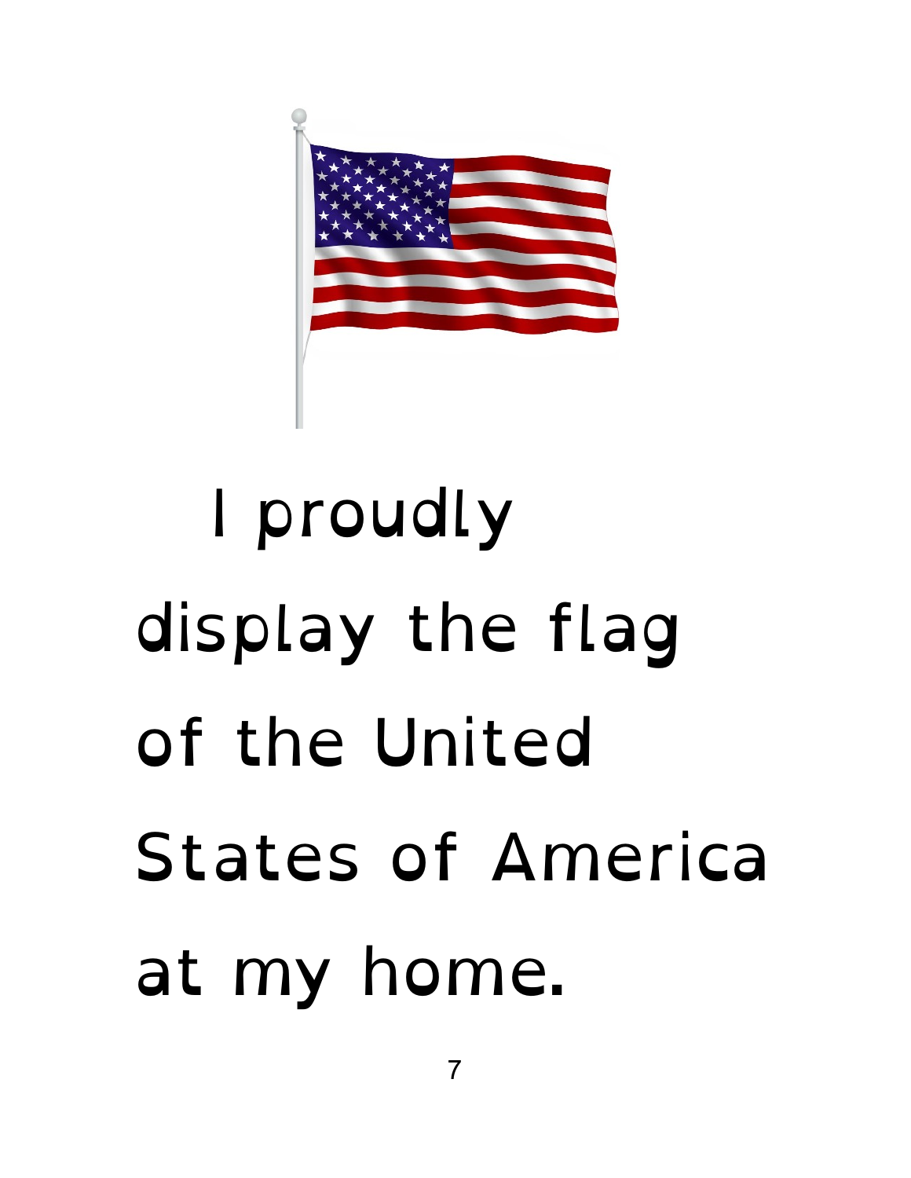I proudly display the flag of the United States of America at my home.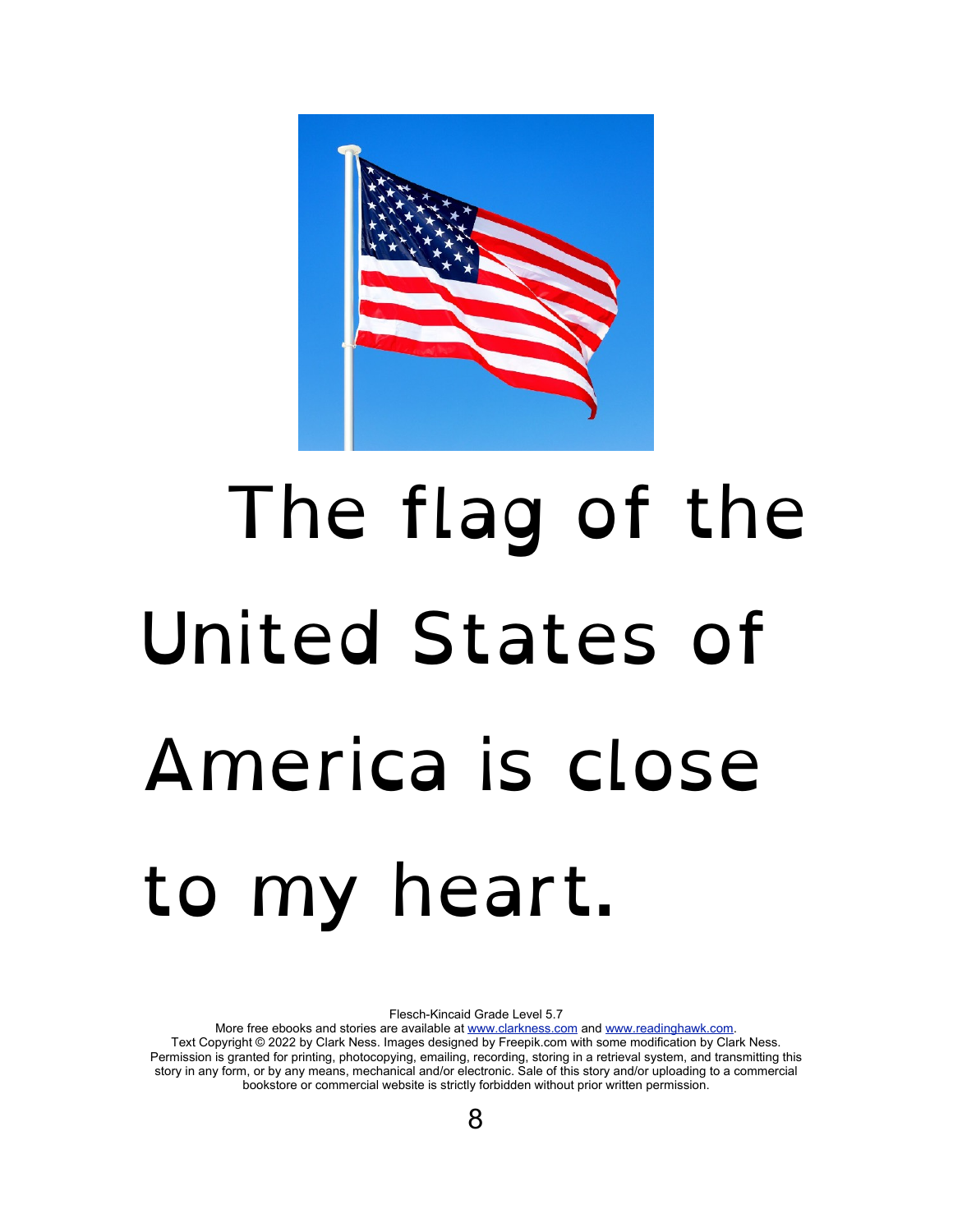The flag of the United States of America is close to my heart.

Flesch-Kincaid Grade Level 5.7

More free ebooks and stories are available at www.clarkness.com and www.readinghawk.com.

Text Copyright © 2022 by Clark Ness. Images designed by Freepik.com with some modification by Clark Ness.

Permission is granted for printing, photocopying, emailing, recording, storing in a retrieval system, and transmitting this story in any form, or by any means, mechanical and/or electronic. Sale of this story and/or uploading to a commercial bookstore or commercial website is strictly forbidden without prior written permission.